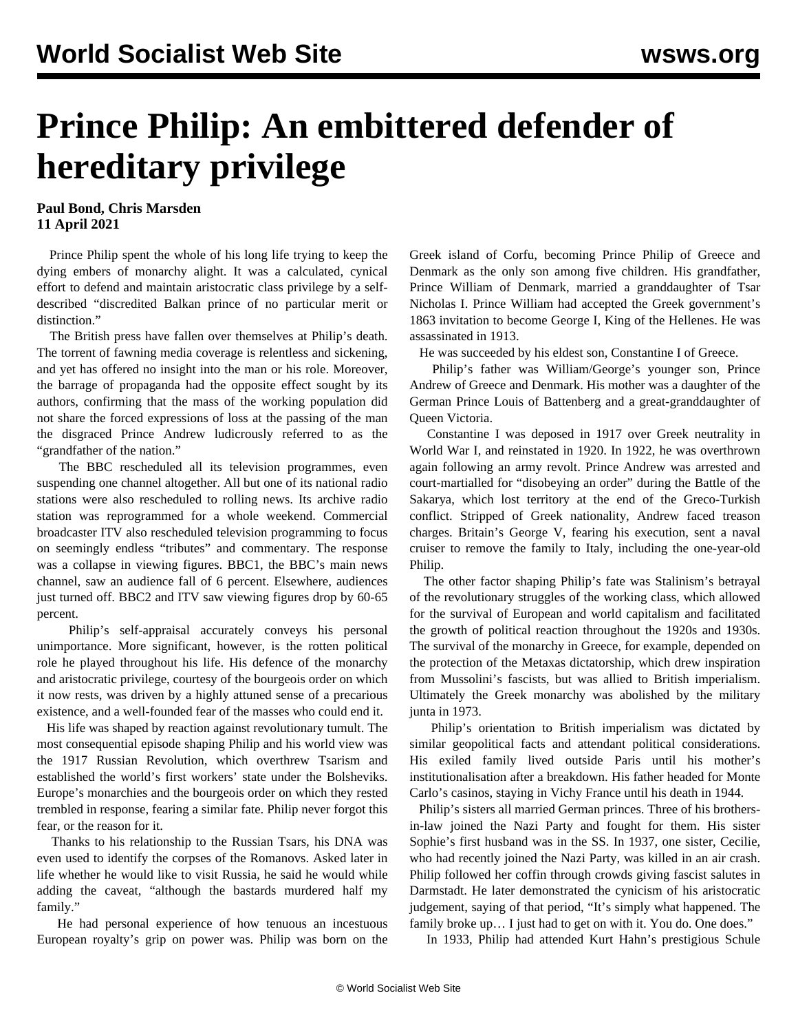# Prince Philip: An embittered defender of hereditary privilege

**Paul Bond, Chris Marsden**
**11 April 2021**

Prince Philip spent the whole of his long life trying to keep the dying embers of monarchy alight. It was a calculated, cynical effort to defend and maintain aristocratic class privilege by a self-described "discredited Balkan prince of no particular merit or distinction."

The British press have fallen over themselves at Philip's death. The torrent of fawning media coverage is relentless and sickening, and yet has offered no insight into the man or his role. Moreover, the barrage of propaganda had the opposite effect sought by its authors, confirming that the mass of the working population did not share the forced expressions of loss at the passing of the man the disgraced Prince Andrew ludicrously referred to as the "grandfather of the nation."

The BBC rescheduled all its television programmes, even suspending one channel altogether. All but one of its national radio stations were also rescheduled to rolling news. Its archive radio station was reprogrammed for a whole weekend. Commercial broadcaster ITV also rescheduled television programming to focus on seemingly endless "tributes" and commentary. The response was a collapse in viewing figures. BBC1, the BBC's main news channel, saw an audience fall of 6 percent. Elsewhere, audiences just turned off. BBC2 and ITV saw viewing figures drop by 60-65 percent.

Philip's self-appraisal accurately conveys his personal unimportance. More significant, however, is the rotten political role he played throughout his life. His defence of the monarchy and aristocratic privilege, courtesy of the bourgeois order on which it now rests, was driven by a highly attuned sense of a precarious existence, and a well-founded fear of the masses who could end it.

His life was shaped by reaction against revolutionary tumult. The most consequential episode shaping Philip and his world view was the 1917 Russian Revolution, which overthrew Tsarism and established the world's first workers' state under the Bolsheviks. Europe's monarchies and the bourgeois order on which they rested trembled in response, fearing a similar fate. Philip never forgot this fear, or the reason for it.

Thanks to his relationship to the Russian Tsars, his DNA was even used to identify the corpses of the Romanovs. Asked later in life whether he would like to visit Russia, he said he would while adding the caveat, "although the bastards murdered half my family."

He had personal experience of how tenuous an incestuous European royalty's grip on power was. Philip was born on the Greek island of Corfu, becoming Prince Philip of Greece and Denmark as the only son among five children. His grandfather, Prince William of Denmark, married a granddaughter of Tsar Nicholas I. Prince William had accepted the Greek government's 1863 invitation to become George I, King of the Hellenes. He was assassinated in 1913.

He was succeeded by his eldest son, Constantine I of Greece.

Philip's father was William/George's younger son, Prince Andrew of Greece and Denmark. His mother was a daughter of the German Prince Louis of Battenberg and a great-granddaughter of Queen Victoria.

Constantine I was deposed in 1917 over Greek neutrality in World War I, and reinstated in 1920. In 1922, he was overthrown again following an army revolt. Prince Andrew was arrested and court-martialled for "disobeying an order" during the Battle of the Sakarya, which lost territory at the end of the Greco-Turkish conflict. Stripped of Greek nationality, Andrew faced treason charges. Britain's George V, fearing his execution, sent a naval cruiser to remove the family to Italy, including the one-year-old Philip.

The other factor shaping Philip's fate was Stalinism's betrayal of the revolutionary struggles of the working class, which allowed for the survival of European and world capitalism and facilitated the growth of political reaction throughout the 1920s and 1930s. The survival of the monarchy in Greece, for example, depended on the protection of the Metaxas dictatorship, which drew inspiration from Mussolini's fascists, but was allied to British imperialism. Ultimately the Greek monarchy was abolished by the military junta in 1973.

Philip's orientation to British imperialism was dictated by similar geopolitical facts and attendant political considerations. His exiled family lived outside Paris until his mother's institutionalisation after a breakdown. His father headed for Monte Carlo's casinos, staying in Vichy France until his death in 1944.

Philip's sisters all married German princes. Three of his brothers-in-law joined the Nazi Party and fought for them. His sister Sophie's first husband was in the SS. In 1937, one sister, Cecilie, who had recently joined the Nazi Party, was killed in an air crash. Philip followed her coffin through crowds giving fascist salutes in Darmstadt. He later demonstrated the cynicism of his aristocratic judgement, saying of that period, "It's simply what happened. The family broke up… I just had to get on with it. You do. One does."

In 1933, Philip had attended Kurt Hahn's prestigious Schule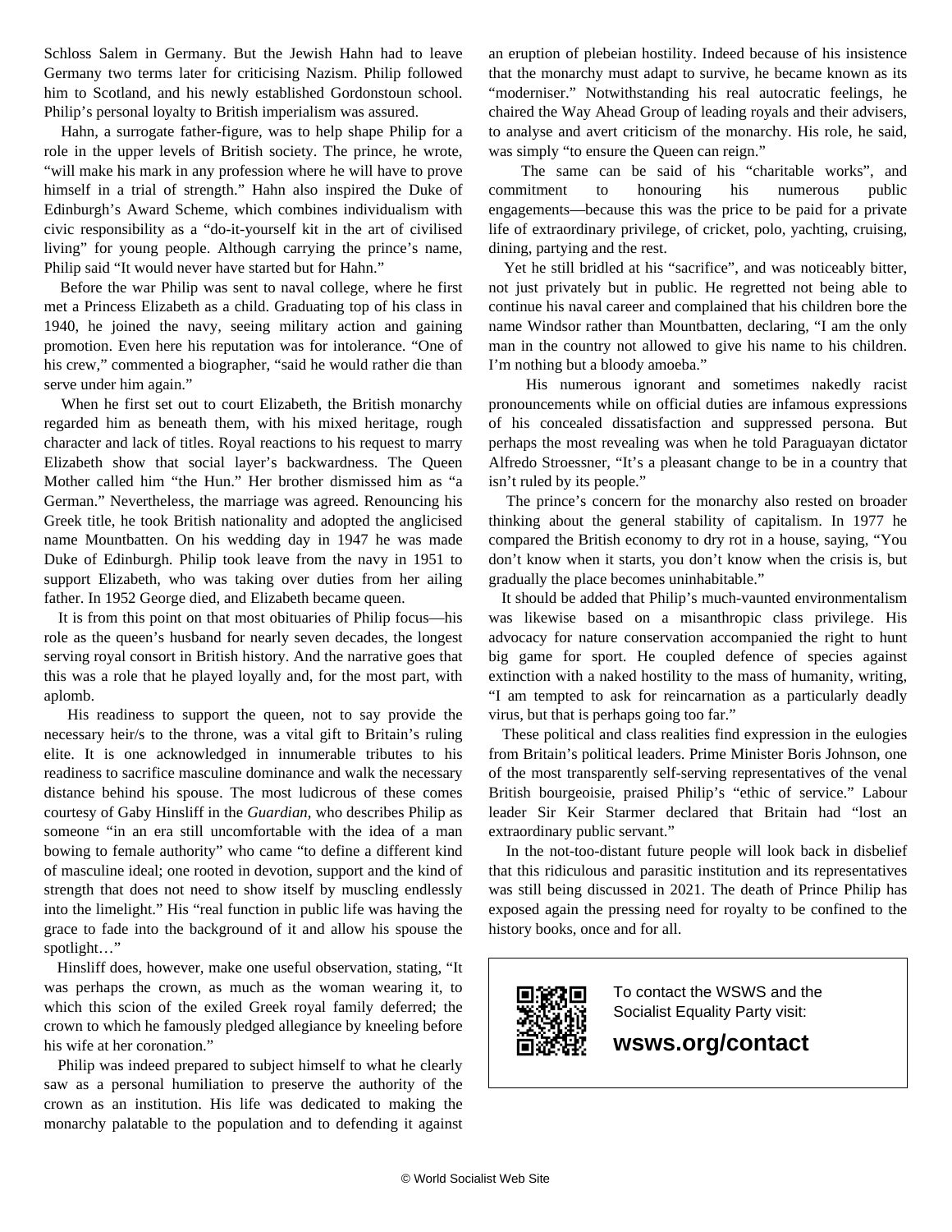Schloss Salem in Germany. But the Jewish Hahn had to leave Germany two terms later for criticising Nazism. Philip followed him to Scotland, and his newly established Gordonstoun school. Philip's personal loyalty to British imperialism was assured.

Hahn, a surrogate father-figure, was to help shape Philip for a role in the upper levels of British society. The prince, he wrote, "will make his mark in any profession where he will have to prove himself in a trial of strength." Hahn also inspired the Duke of Edinburgh's Award Scheme, which combines individualism with civic responsibility as a "do-it-yourself kit in the art of civilised living" for young people. Although carrying the prince's name, Philip said "It would never have started but for Hahn."

Before the war Philip was sent to naval college, where he first met a Princess Elizabeth as a child. Graduating top of his class in 1940, he joined the navy, seeing military action and gaining promotion. Even here his reputation was for intolerance. "One of his crew," commented a biographer, "said he would rather die than serve under him again."

When he first set out to court Elizabeth, the British monarchy regarded him as beneath them, with his mixed heritage, rough character and lack of titles. Royal reactions to his request to marry Elizabeth show that social layer's backwardness. The Queen Mother called him "the Hun." Her brother dismissed him as "a German." Nevertheless, the marriage was agreed. Renouncing his Greek title, he took British nationality and adopted the anglicised name Mountbatten. On his wedding day in 1947 he was made Duke of Edinburgh. Philip took leave from the navy in 1951 to support Elizabeth, who was taking over duties from her ailing father. In 1952 George died, and Elizabeth became queen.

It is from this point on that most obituaries of Philip focus—his role as the queen's husband for nearly seven decades, the longest serving royal consort in British history. And the narrative goes that this was a role that he played loyally and, for the most part, with aplomb.

His readiness to support the queen, not to say provide the necessary heir/s to the throne, was a vital gift to Britain's ruling elite. It is one acknowledged in innumerable tributes to his readiness to sacrifice masculine dominance and walk the necessary distance behind his spouse. The most ludicrous of these comes courtesy of Gaby Hinsliff in the *Guardian*, who describes Philip as someone "in an era still uncomfortable with the idea of a man bowing to female authority" who came "to define a different kind of masculine ideal; one rooted in devotion, support and the kind of strength that does not need to show itself by muscling endlessly into the limelight." His "real function in public life was having the grace to fade into the background of it and allow his spouse the spotlight…"

Hinsliff does, however, make one useful observation, stating, "It was perhaps the crown, as much as the woman wearing it, to which this scion of the exiled Greek royal family deferred; the crown to which he famously pledged allegiance by kneeling before his wife at her coronation."

Philip was indeed prepared to subject himself to what he clearly saw as a personal humiliation to preserve the authority of the crown as an institution. His life was dedicated to making the monarchy palatable to the population and to defending it against an eruption of plebeian hostility. Indeed because of his insistence that the monarchy must adapt to survive, he became known as its "moderniser." Notwithstanding his real autocratic feelings, he chaired the Way Ahead Group of leading royals and their advisers, to analyse and avert criticism of the monarchy. His role, he said, was simply "to ensure the Queen can reign."

The same can be said of his "charitable works", and commitment to honouring his numerous public engagements—because this was the price to be paid for a private life of extraordinary privilege, of cricket, polo, yachting, cruising, dining, partying and the rest.

Yet he still bridled at his "sacrifice", and was noticeably bitter, not just privately but in public. He regretted not being able to continue his naval career and complained that his children bore the name Windsor rather than Mountbatten, declaring, "I am the only man in the country not allowed to give his name to his children. I'm nothing but a bloody amoeba."

His numerous ignorant and sometimes nakedly racist pronouncements while on official duties are infamous expressions of his concealed dissatisfaction and suppressed persona. But perhaps the most revealing was when he told Paraguayan dictator Alfredo Stroessner, "It's a pleasant change to be in a country that isn't ruled by its people."

The prince's concern for the monarchy also rested on broader thinking about the general stability of capitalism. In 1977 he compared the British economy to dry rot in a house, saying, "You don't know when it starts, you don't know when the crisis is, but gradually the place becomes uninhabitable."

It should be added that Philip's much-vaunted environmentalism was likewise based on a misanthropic class privilege. His advocacy for nature conservation accompanied the right to hunt big game for sport. He coupled defence of species against extinction with a naked hostility to the mass of humanity, writing, "I am tempted to ask for reincarnation as a particularly deadly virus, but that is perhaps going too far."

These political and class realities find expression in the eulogies from Britain's political leaders. Prime Minister Boris Johnson, one of the most transparently self-serving representatives of the venal British bourgeoisie, praised Philip's "ethic of service." Labour leader Sir Keir Starmer declared that Britain had "lost an extraordinary public servant."

In the not-too-distant future people will look back in disbelief that this ridiculous and parasitic institution and its representatives was still being discussed in 2021. The death of Prince Philip has exposed again the pressing need for royalty to be confined to the history books, once and for all.

To contact the WSWS and the Socialist Equality Party visit:

**wsws.org/contact**